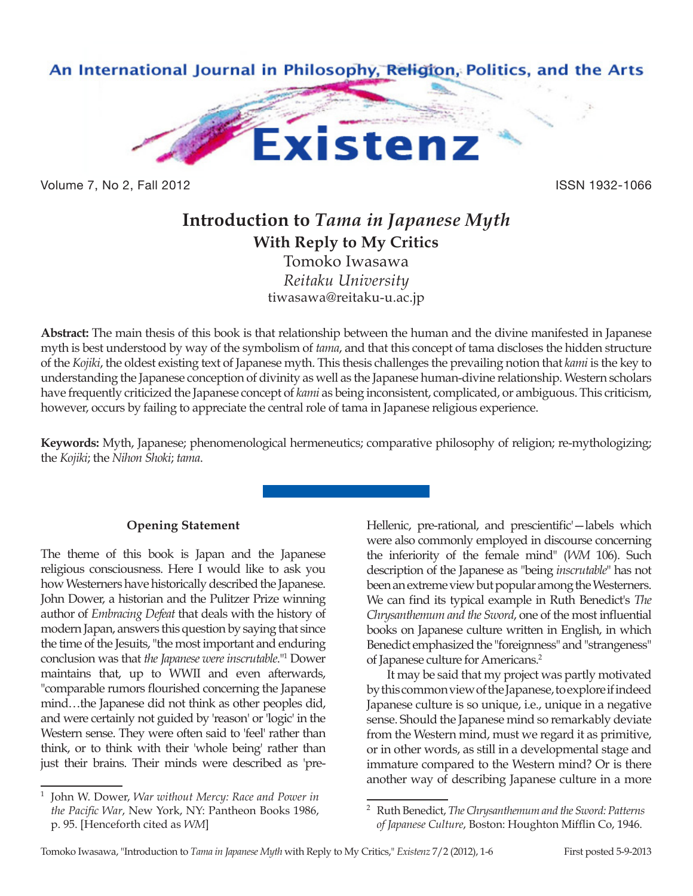# Introduction to *Tama in Japanese Myth*

## With Reply to My Critics

Tomoko Iwasawa

*Reitaku University*

tiwasawa@reitaku-u.ac.jp

**Abstract:** The main thesis of this book is that relationship between the human and the divine manifested in Japanese myth is best understood by way of the symbolism of *tama*, and that this concept of tama discloses the hidden structure of the *Kojiki*, the oldest existing text of Japanese myth. This thesis challenges the prevailing notion that *kami* is the key to understanding the Japanese conception of divinity as well as the Japanese human-divine relationship. Western scholars have frequently criticized the Japanese concept of *kami* as being inconsistent, complicated, or ambiguous. This criticism, however, occurs by failing to appreciate the central role of tama in Japanese religious experience.

**Keywords:** Myth, Japanese; phenomenological hermeneutics; comparative philosophy of religion; re-mythologizing; the *Kojiki*; the *Nihon Shoki*; *tama*.

### Opening Statement

The theme of this book is Japan and the Japanese religious consciousness. Here I would like to ask you how Westerners have historically described the Japanese. John Dower, a historian and the Pulitzer Prize winning author of *Embracing Defeat* that deals with the history of modern Japan, answers this question by saying that since the time of the Jesuits, "the most important and enduring conclusion was that *the Japanese were inscrutable*."[1] Dower maintains that, up to WWII and even afterwards, "comparable rumors flourished concerning the Japanese mind…the Japanese did not think as other peoples did, and were certainly not guided by 'reason' or 'logic' in the Western sense. They were often said to 'feel' rather than think, or to think with their 'whole being' rather than just their brains. Their minds were described as 'pre-Hellenic, pre-rational, and prescientific'—labels which were also commonly employed in discourse concerning the inferiority of the female mind" (*WM* 106). Such description of the Japanese as "being *inscrutable*" has not been an extreme view but popular among the Westerners. We can find its typical example in Ruth Benedict's *The Chrysanthemum and the Sword*, one of the most influential books on Japanese culture written in English, in which Benedict emphasized the "foreignness" and "strangeness" of Japanese culture for Americans.[2]

It may be said that my project was partly motivated by this common view of the Japanese, to explore if indeed Japanese culture is so unique, i.e., unique in a negative sense. Should the Japanese mind so remarkably deviate from the Western mind, must we regard it as primitive, or in other words, as still in a developmental stage and immature compared to the Western mind? Or is there another way of describing Japanese culture in a more

---

[1] John W. Dower, *War without Mercy: Race and Power in the Pacific War*, New York, NY: Pantheon Books 1986, p. 95. [Henceforth cited as *WM*]

[2] Ruth Benedict, *The Chrysanthemum and the Sword: Patterns of Japanese Culture*, Boston: Houghton Mifflin Co, 1946.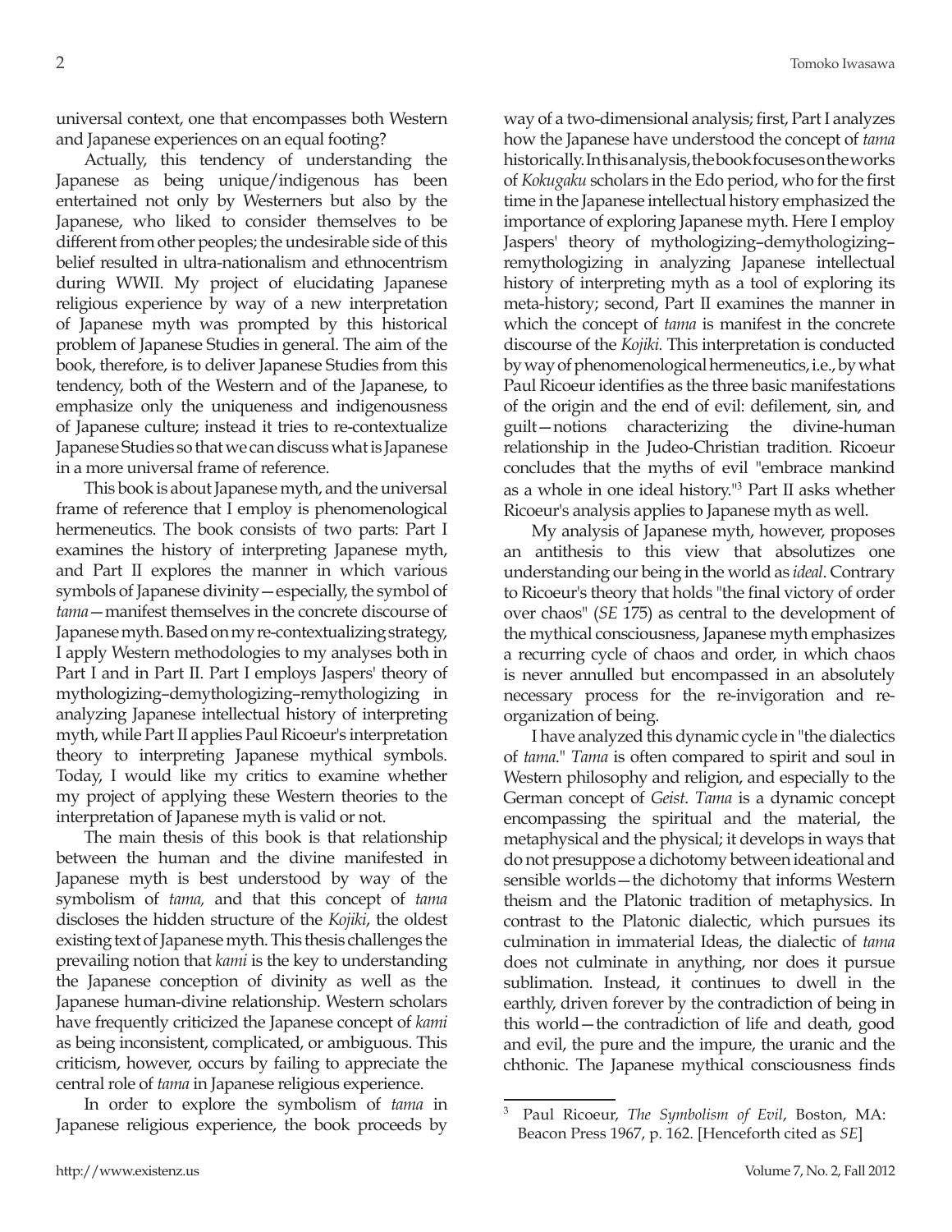universal context, one that encompasses both Western and Japanese experiences on an equal footing?

Actually, this tendency of understanding the Japanese as being unique/indigenous has been entertained not only by Westerners but also by the Japanese, who liked to consider themselves to be different from other peoples; the undesirable side of this belief resulted in ultra-nationalism and ethnocentrism during WWII. My project of elucidating Japanese religious experience by way of a new interpretation of Japanese myth was prompted by this historical problem of Japanese Studies in general. The aim of the book, therefore, is to deliver Japanese Studies from this tendency, both of the Western and of the Japanese, to emphasize only the uniqueness and indigenousness of Japanese culture; instead it tries to re-contextualize Japanese Studies so that we can discuss what is Japanese in a more universal frame of reference.

This book is about Japanese myth, and the universal frame of reference that I employ is phenomenological hermeneutics. The book consists of two parts: Part I examines the history of interpreting Japanese myth, and Part II explores the manner in which various symbols of Japanese divinity—especially, the symbol of *tama*—manifest themselves in the concrete discourse of Japanese myth. Based on my re-contextualizing strategy, I apply Western methodologies to my analyses both in Part I and in Part II. Part I employs Jaspers' theory of mythologizing–demythologizing–remythologizing in analyzing Japanese intellectual history of interpreting myth, while Part II applies Paul Ricoeur's interpretation theory to interpreting Japanese mythical symbols. Today, I would like my critics to examine whether my project of applying these Western theories to the interpretation of Japanese myth is valid or not.

The main thesis of this book is that relationship between the human and the divine manifested in Japanese myth is best understood by way of the symbolism of *tama,* and that this concept of *tama* discloses the hidden structure of the *Kojiki*, the oldest existing text of Japanese myth. This thesis challenges the prevailing notion that *kami* is the key to understanding the Japanese conception of divinity as well as the Japanese human-divine relationship. Western scholars have frequently criticized the Japanese concept of *kami* as being inconsistent, complicated, or ambiguous. This criticism, however, occurs by failing to appreciate the central role of *tama* in Japanese religious experience.

In order to explore the symbolism of *tama* in Japanese religious experience, the book proceeds by way of a two-dimensional analysis; first, Part I analyzes how the Japanese have understood the concept of *tama* historically. In this analysis, the book focuses on the works of *Kokugaku* scholars in the Edo period, who for the first time in the Japanese intellectual history emphasized the importance of exploring Japanese myth. Here I employ Jaspers' theory of mythologizing–demythologizing–remythologizing in analyzing Japanese intellectual history of interpreting myth as a tool of exploring its meta-history; second, Part II examines the manner in which the concept of *tama* is manifest in the concrete discourse of the *Kojiki.* This interpretation is conducted by way of phenomenological hermeneutics, i.e., by what Paul Ricoeur identifies as the three basic manifestations of the origin and the end of evil: defilement, sin, and guilt—notions characterizing the divine-human relationship in the Judeo-Christian tradition. Ricoeur concludes that the myths of evil "embrace mankind as a whole in one ideal history."[3] Part II asks whether Ricoeur's analysis applies to Japanese myth as well.

My analysis of Japanese myth, however, proposes an antithesis to this view that absolutizes one understanding our being in the world as *ideal*. Contrary to Ricoeur's theory that holds "the final victory of order over chaos" (*SE* 175) as central to the development of the mythical consciousness, Japanese myth emphasizes a recurring cycle of chaos and order, in which chaos is never annulled but encompassed in an absolutely necessary process for the re-invigoration and re-organization of being.

I have analyzed this dynamic cycle in "the dialectics of *tama*." *Tama* is often compared to spirit and soul in Western philosophy and religion, and especially to the German concept of *Geist*. *Tama* is a dynamic concept encompassing the spiritual and the material, the metaphysical and the physical; it develops in ways that do not presuppose a dichotomy between ideational and sensible worlds—the dichotomy that informs Western theism and the Platonic tradition of metaphysics. In contrast to the Platonic dialectic, which pursues its culmination in immaterial Ideas, the dialectic of *tama* does not culminate in anything, nor does it pursue sublimation. Instead, it continues to dwell in the earthly, driven forever by the contradiction of being in this world—the contradiction of life and death, good and evil, the pure and the impure, the uranic and the chthonic. The Japanese mythical consciousness finds

---

[3] Paul Ricoeur, *The Symbolism of Evil*, Boston, MA: Beacon Press 1967, p. 162. [Henceforth cited as *SE*]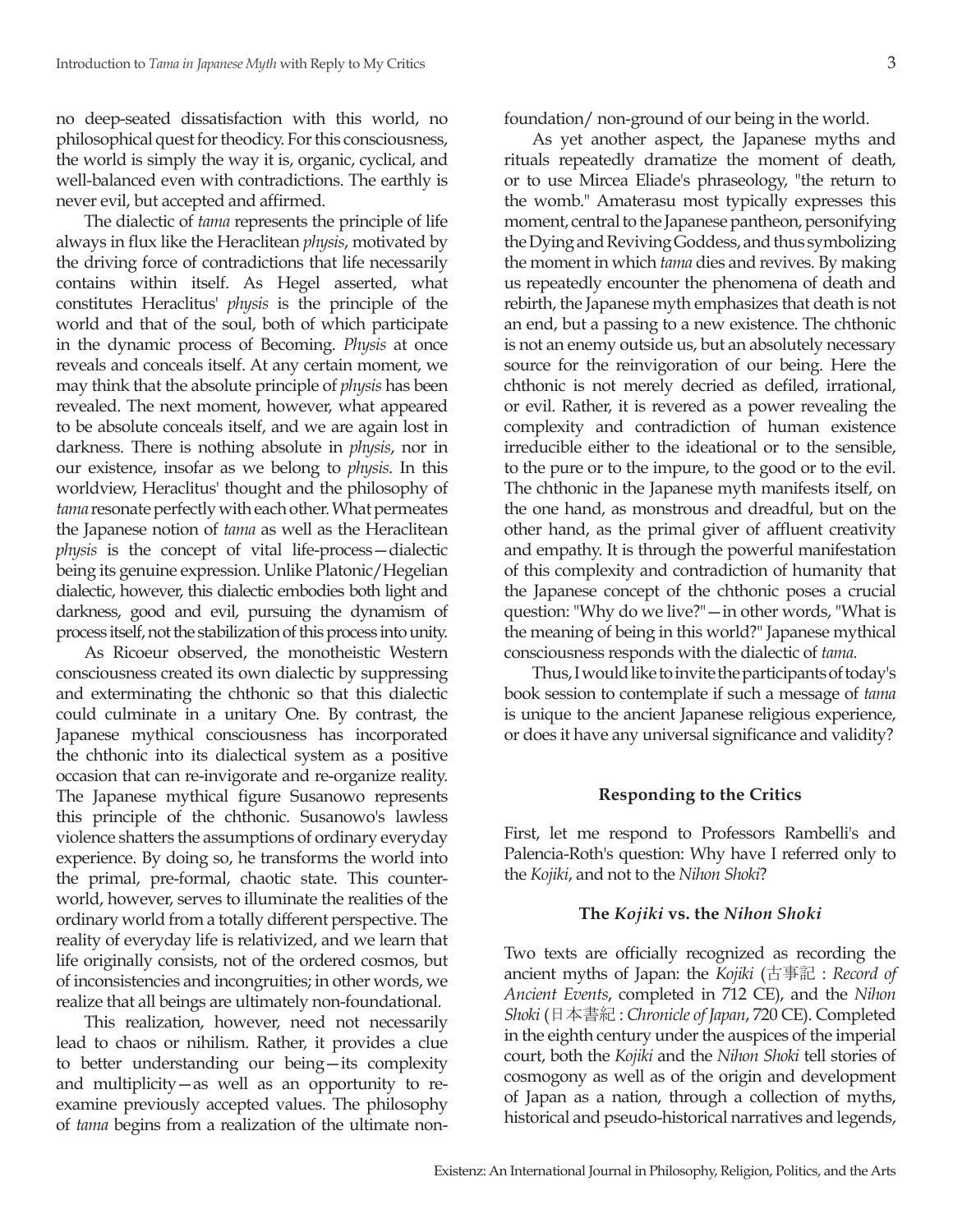no deep-seated dissatisfaction with this world, no philosophical quest for theodicy. For this consciousness, the world is simply the way it is, organic, cyclical, and well-balanced even with contradictions. The earthly is never evil, but accepted and affirmed.

The dialectic of *tama* represents the principle of life always in flux like the Heraclitean *physis*, motivated by the driving force of contradictions that life necessarily contains within itself. As Hegel asserted, what constitutes Heraclitus' *physis* is the principle of the world and that of the soul, both of which participate in the dynamic process of Becoming. *Physis* at once reveals and conceals itself. At any certain moment, we may think that the absolute principle of *physis* has been revealed. The next moment, however, what appeared to be absolute conceals itself, and we are again lost in darkness. There is nothing absolute in *physis*, nor in our existence, insofar as we belong to *physis*. In this worldview, Heraclitus' thought and the philosophy of *tama* resonate perfectly with each other. What permeates the Japanese notion of *tama* as well as the Heraclitean *physis* is the concept of vital life-process—dialectic being its genuine expression. Unlike Platonic/Hegelian dialectic, however, this dialectic embodies both light and darkness, good and evil, pursuing the dynamism of process itself, not the stabilization of this process into unity.

As Ricoeur observed, the monotheistic Western consciousness created its own dialectic by suppressing and exterminating the chthonic so that this dialectic could culminate in a unitary One. By contrast, the Japanese mythical consciousness has incorporated the chthonic into its dialectical system as a positive occasion that can re-invigorate and re-organize reality. The Japanese mythical figure Susanowo represents this principle of the chthonic. Susanowo's lawless violence shatters the assumptions of ordinary everyday experience. By doing so, he transforms the world into the primal, pre-formal, chaotic state. This counter-world, however, serves to illuminate the realities of the ordinary world from a totally different perspective. The reality of everyday life is relativized, and we learn that life originally consists, not of the ordered cosmos, but of inconsistencies and incongruities; in other words, we realize that all beings are ultimately non-foundational.

This realization, however, need not necessarily lead to chaos or nihilism. Rather, it provides a clue to better understanding our being—its complexity and multiplicity—as well as an opportunity to re-examine previously accepted values. The philosophy of *tama* begins from a realization of the ultimate non-foundation/ non-ground of our being in the world.

As yet another aspect, the Japanese myths and rituals repeatedly dramatize the moment of death, or to use Mircea Eliade's phraseology, "the return to the womb." Amaterasu most typically expresses this moment, central to the Japanese pantheon, personifying the Dying and Reviving Goddess, and thus symbolizing the moment in which *tama* dies and revives. By making us repeatedly encounter the phenomena of death and rebirth, the Japanese myth emphasizes that death is not an end, but a passing to a new existence. The chthonic is not an enemy outside us, but an absolutely necessary source for the reinvigoration of our being. Here the chthonic is not merely decried as defiled, irrational, or evil. Rather, it is revered as a power revealing the complexity and contradiction of human existence irreducible either to the ideational or to the sensible, to the pure or to the impure, to the good or to the evil. The chthonic in the Japanese myth manifests itself, on the one hand, as monstrous and dreadful, but on the other hand, as the primal giver of affluent creativity and empathy. It is through the powerful manifestation of this complexity and contradiction of humanity that the Japanese concept of the chthonic poses a crucial question: "Why do we live?"—in other words, "What is the meaning of being in this world?" Japanese mythical consciousness responds with the dialectic of *tama.*

Thus, I would like to invite the participants of today's book session to contemplate if such a message of *tama* is unique to the ancient Japanese religious experience, or does it have any universal significance and validity?

## Responding to the Critics

First, let me respond to Professors Rambelli's and Palencia-Roth's question: Why have I referred only to the *Kojiki*, and not to the *Nihon Shoki*?

### The *Kojiki* vs. the *Nihon Shoki*

Two texts are officially recognized as recording the ancient myths of Japan: the *Kojiki* (古事記 : *Record of Ancient Events*, completed in 712 CE), and the *Nihon Shoki* (日本書紀 : *Chronicle of Japan*, 720 CE). Completed in the eighth century under the auspices of the imperial court, both the *Kojiki* and the *Nihon Shoki* tell stories of cosmogony as well as of the origin and development of Japan as a nation, through a collection of myths, historical and pseudo-historical narratives and legends,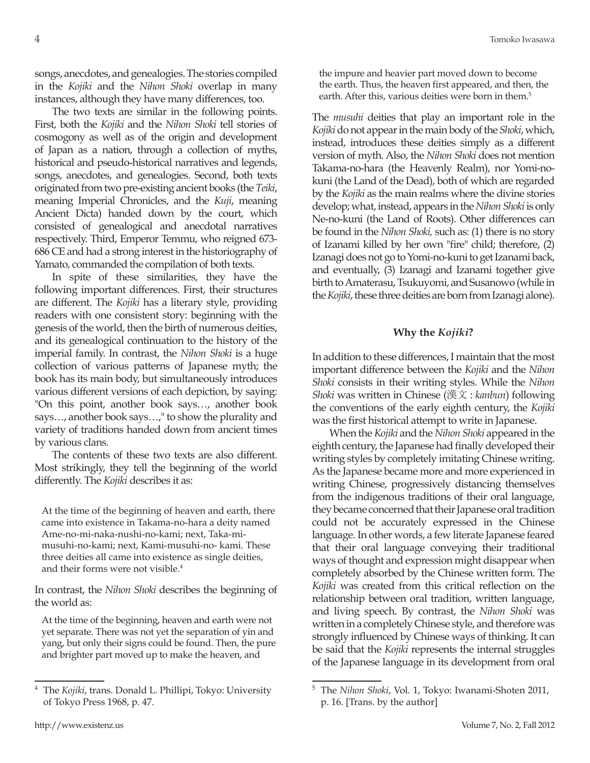songs, anecdotes, and genealogies. The stories compiled in the *Kojiki* and the *Nihon Shoki* overlap in many instances, although they have many differences, too.

The two texts are similar in the following points. First, both the *Kojiki* and the *Nihon Shoki* tell stories of cosmogony as well as of the origin and development of Japan as a nation, through a collection of myths, historical and pseudo-historical narratives and legends, songs, anecdotes, and genealogies. Second, both texts originated from two pre-existing ancient books (the *Teiki*, meaning Imperial Chronicles, and the *Kuji*, meaning Ancient Dicta) handed down by the court, which consisted of genealogical and anecdotal narratives respectively. Third, Emperor Temmu, who reigned 673-686 CE and had a strong interest in the historiography of Yamato, commanded the compilation of both texts.

In spite of these similarities, they have the following important differences. First, their structures are different. The *Kojiki* has a literary style, providing readers with one consistent story: beginning with the genesis of the world, then the birth of numerous deities, and its genealogical continuation to the history of the imperial family. In contrast, the *Nihon Shoki* is a huge collection of various patterns of Japanese myth; the book has its main body, but simultaneously introduces various different versions of each depiction, by saying: "On this point, another book says…, another book says…, another book says…," to show the plurality and variety of traditions handed down from ancient times by various clans.

The contents of these two texts are also different. Most strikingly, they tell the beginning of the world differently. The *Kojiki* describes it as:

> At the time of the beginning of heaven and earth, there came into existence in Takama-no-hara a deity named Ame-no-mi-naka-nushi-no-kami; next, Taka-mi-musuhi-no-kami; next, Kami-musuhi-no- kami. These three deities all came into existence as single deities, and their forms were not visible.[4]

In contrast, the *Nihon Shoki* describes the beginning of the world as:

> At the time of the beginning, heaven and earth were not yet separate. There was not yet the separation of yin and yang, but only their signs could be found. Then, the pure and brighter part moved up to make the heaven, and the impure and heavier part moved down to become the earth. Thus, the heaven first appeared, and then, the earth. After this, various deities were born in them.[5]

The *musuhi* deities that play an important role in the *Kojiki* do not appear in the main body of the *Shoki*, which, instead, introduces these deities simply as a different version of myth. Also, the *Nihon Shoki* does not mention Takama-no-hara (the Heavenly Realm), nor Yomi-no-kuni (the Land of the Dead), both of which are regarded by the *Kojiki* as the main realms where the divine stories develop; what, instead, appears in the *Nihon Shoki* is only Ne-no-kuni (the Land of Roots). Other differences can be found in the *Nihon Shoki,* such as: (1) there is no story of Izanami killed by her own "fire" child; therefore, (2) Izanagi does not go to Yomi-no-kuni to get Izanami back, and eventually, (3) Izanagi and Izanami together give birth to Amaterasu, Tsukuyomi, and Susanowo (while in the *Kojiki*, these three deities are born from Izanagi alone).

## Why the *Kojiki*?

In addition to these differences, I maintain that the most important difference between the *Kojiki* and the *Nihon Shoki* consists in their writing styles. While the *Nihon Shoki* was written in Chinese (漢文 : *kanbun*) following the conventions of the early eighth century, the *Kojiki* was the first historical attempt to write in Japanese.

When the *Kojiki* and the *Nihon Shoki* appeared in the eighth century, the Japanese had finally developed their writing styles by completely imitating Chinese writing. As the Japanese became more and more experienced in writing Chinese, progressively distancing themselves from the indigenous traditions of their oral language, they became concerned that their Japanese oral tradition could not be accurately expressed in the Chinese language. In other words, a few literate Japanese feared that their oral language conveying their traditional ways of thought and expression might disappear when completely absorbed by the Chinese written form. The *Kojiki* was created from this critical reflection on the relationship between oral tradition, written language, and living speech. By contrast, the *Nihon Shoki* was written in a completely Chinese style, and therefore was strongly influenced by Chinese ways of thinking. It can be said that the *Kojiki* represents the internal struggles of the Japanese language in its development from oral

---

[4] The *Kojiki*, trans. Donald L. Phillipi, Tokyo: University of Tokyo Press 1968, p. 47.

[5] The *Nihon Shoki*, Vol. 1, Tokyo: Iwanami-Shoten 2011, p. 16. [Trans. by the author]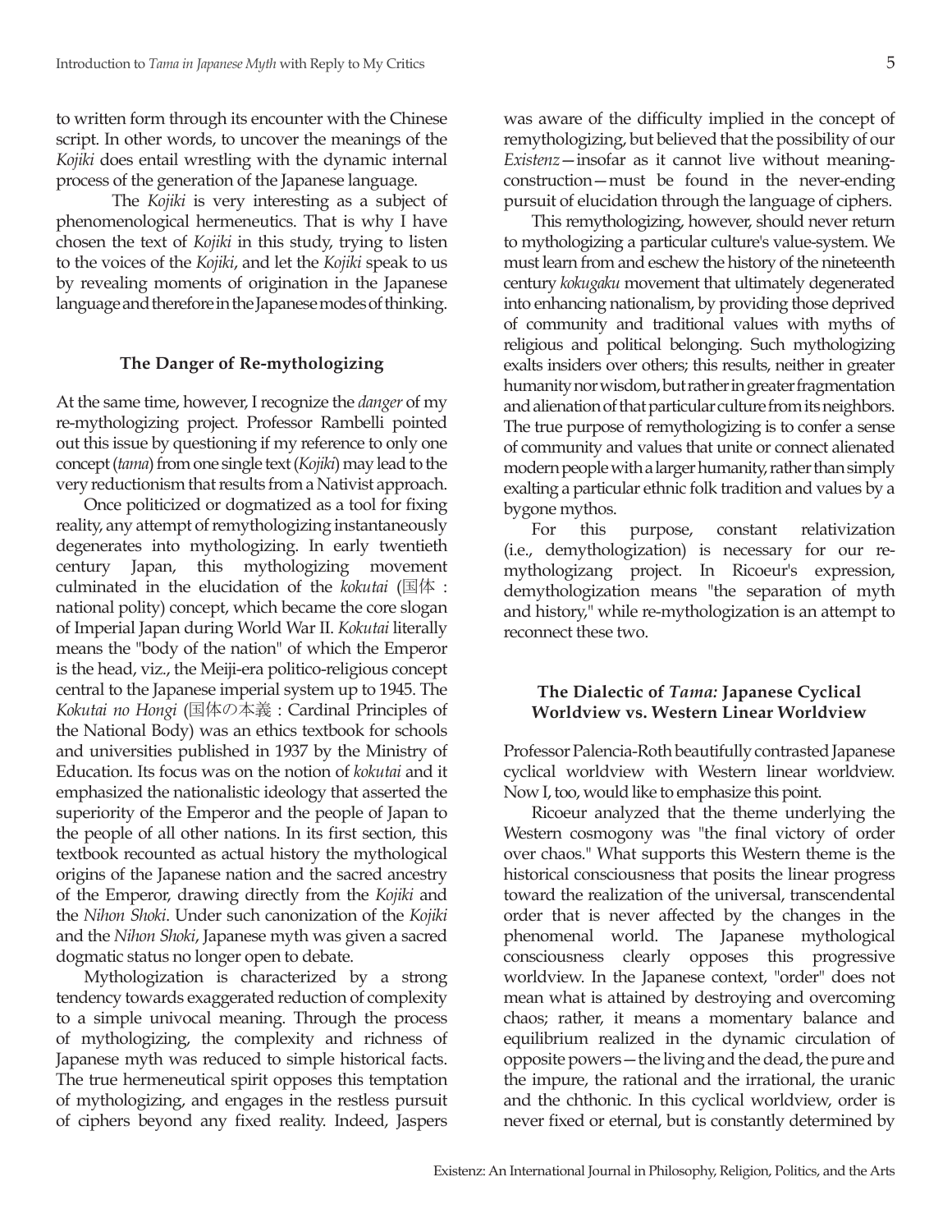to written form through its encounter with the Chinese script. In other words, to uncover the meanings of the *Kojiki* does entail wrestling with the dynamic internal process of the generation of the Japanese language.

The *Kojiki* is very interesting as a subject of phenomenological hermeneutics. That is why I have chosen the text of *Kojiki* in this study, trying to listen to the voices of the *Kojiki*, and let the *Kojiki* speak to us by revealing moments of origination in the Japanese language and therefore in the Japanese modes of thinking.

## The Danger of Re-mythologizing

At the same time, however, I recognize the *danger* of my re-mythologizing project. Professor Rambelli pointed out this issue by questioning if my reference to only one concept (*tama*) from one single text (*Kojiki*) may lead to the very reductionism that results from a Nativist approach.

Once politicized or dogmatized as a tool for fixing reality, any attempt of remythologizing instantaneously degenerates into mythologizing. In early twentieth century Japan, this mythologizing movement culminated in the elucidation of the *kokutai* (国体 : national polity) concept, which became the core slogan of Imperial Japan during World War II. *Kokutai* literally means the "body of the nation" of which the Emperor is the head, viz., the Meiji-era politico-religious concept central to the Japanese imperial system up to 1945. The *Kokutai no Hongi* (国体の本義 : Cardinal Principles of the National Body) was an ethics textbook for schools and universities published in 1937 by the Ministry of Education. Its focus was on the notion of *kokutai* and it emphasized the nationalistic ideology that asserted the superiority of the Emperor and the people of Japan to the people of all other nations. In its first section, this textbook recounted as actual history the mythological origins of the Japanese nation and the sacred ancestry of the Emperor, drawing directly from the *Kojiki* and the *Nihon Shoki*. Under such canonization of the *Kojiki* and the *Nihon Shoki*, Japanese myth was given a sacred dogmatic status no longer open to debate.

Mythologization is characterized by a strong tendency towards exaggerated reduction of complexity to a simple univocal meaning. Through the process of mythologizing, the complexity and richness of Japanese myth was reduced to simple historical facts. The true hermeneutical spirit opposes this temptation of mythologizing, and engages in the restless pursuit of ciphers beyond any fixed reality. Indeed, Jaspers was aware of the difficulty implied in the concept of remythologizing, but believed that the possibility of our *Existenz*—insofar as it cannot live without meaning-construction—must be found in the never-ending pursuit of elucidation through the language of ciphers.

This remythologizing, however, should never return to mythologizing a particular culture's value-system. We must learn from and eschew the history of the nineteenth century *kokugaku* movement that ultimately degenerated into enhancing nationalism, by providing those deprived of community and traditional values with myths of religious and political belonging. Such mythologizing exalts insiders over others; this results, neither in greater humanity nor wisdom, but rather in greater fragmentation and alienation of that particular culture from its neighbors. The true purpose of remythologizing is to confer a sense of community and values that unite or connect alienated modern people with a larger humanity, rather than simply exalting a particular ethnic folk tradition and values by a bygone mythos.

For this purpose, constant relativization (i.e., demythologization) is necessary for our re-mythologizang project. In Ricoeur's expression, demythologization means "the separation of myth and history," while re-mythologization is an attempt to reconnect these two.

## The Dialectic of *Tama:* Japanese Cyclical Worldview vs. Western Linear Worldview

Professor Palencia-Roth beautifully contrasted Japanese cyclical worldview with Western linear worldview. Now I, too, would like to emphasize this point.

Ricoeur analyzed that the theme underlying the Western cosmogony was "the final victory of order over chaos." What supports this Western theme is the historical consciousness that posits the linear progress toward the realization of the universal, transcendental order that is never affected by the changes in the phenomenal world. The Japanese mythological consciousness clearly opposes this progressive worldview. In the Japanese context, "order" does not mean what is attained by destroying and overcoming chaos; rather, it means a momentary balance and equilibrium realized in the dynamic circulation of opposite powers—the living and the dead, the pure and the impure, the rational and the irrational, the uranic and the chthonic. In this cyclical worldview, order is never fixed or eternal, but is constantly determined by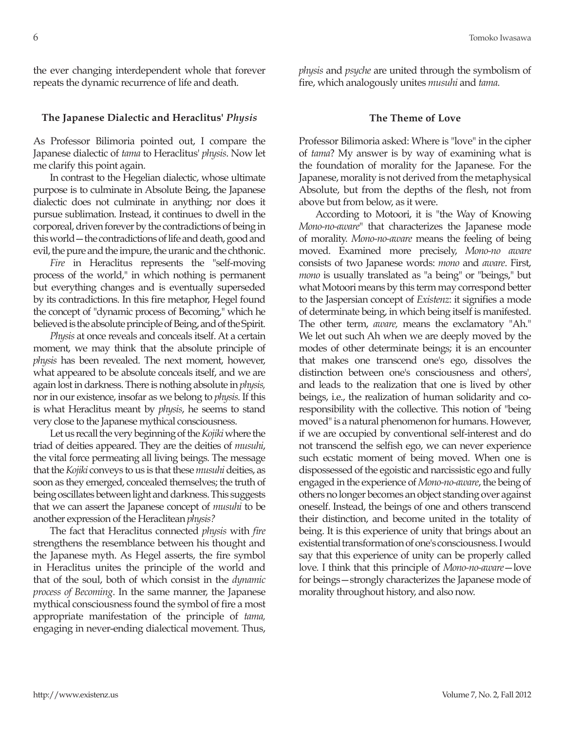the ever changing interdependent whole that forever repeats the dynamic recurrence of life and death.

### The Japanese Dialectic and Heraclitus' *Physis*

As Professor Bilimoria pointed out, I compare the Japanese dialectic of *tama* to Heraclitus' *physis*. Now let me clarify this point again.

In contrast to the Hegelian dialectic, whose ultimate purpose is to culminate in Absolute Being, the Japanese dialectic does not culminate in anything; nor does it pursue sublimation. Instead, it continues to dwell in the corporeal, driven forever by the contradictions of being in this world—the contradictions of life and death, good and evil, the pure and the impure, the uranic and the chthonic.

*Fire* in Heraclitus represents the "self-moving process of the world," in which nothing is permanent but everything changes and is eventually superseded by its contradictions. In this fire metaphor, Hegel found the concept of "dynamic process of Becoming," which he believed is the absolute principle of Being, and of the Spirit.

*Physis* at once reveals and conceals itself. At a certain moment, we may think that the absolute principle of *physis* has been revealed. The next moment, however, what appeared to be absolute conceals itself, and we are again lost in darkness. There is nothing absolute in *physis,* nor in our existence, insofar as we belong to *physis.* If this is what Heraclitus meant by *physis*, he seems to stand very close to the Japanese mythical consciousness.

Let us recall the very beginning of the *Kojiki* where the triad of deities appeared. They are the deities of *musuhi*, the vital force permeating all living beings. The message that the *Kojiki* conveys to us is that these *musuhi* deities, as soon as they emerged, concealed themselves; the truth of being oscillates between light and darkness. This suggests that we can assert the Japanese concept of *musuhi* to be another expression of the Heraclitean *physis?*

The fact that Heraclitus connected *physis* with *fire* strengthens the resemblance between his thought and the Japanese myth. As Hegel asserts, the fire symbol in Heraclitus unites the principle of the world and that of the soul, both of which consist in the *dynamic process of Becoming*. In the same manner, the Japanese mythical consciousness found the symbol of fire a most appropriate manifestation of the principle of *tama,* engaging in never-ending dialectical movement. Thus, *physis* and *psyche* are united through the symbolism of fire, which analogously unites *musuhi* and *tama.*

### The Theme of Love

Professor Bilimoria asked: Where is "love" in the cipher of *tama*? My answer is by way of examining what is the foundation of morality for the Japanese. For the Japanese, morality is not derived from the metaphysical Absolute, but from the depths of the flesh, not from above but from below, as it were.

According to Motoori, it is "the Way of Knowing *Mono-no-aware*" that characterizes the Japanese mode of morality. *Mono-no-aware* means the feeling of being moved. Examined more precisely, *Mono-no aware* consists of two Japanese words: *mono* and *aware*. First, *mono* is usually translated as "a being" or "beings," but what Motoori means by this term may correspond better to the Jaspersian concept of *Existenz*: it signifies a mode of determinate being, in which being itself is manifested. The other term, *aware,* means the exclamatory "Ah." We let out such Ah when we are deeply moved by the modes of other determinate beings; it is an encounter that makes one transcend one's ego, dissolves the distinction between one's consciousness and others', and leads to the realization that one is lived by other beings, i.e., the realization of human solidarity and co-responsibility with the collective. This notion of "being moved" is a natural phenomenon for humans. However, if we are occupied by conventional self-interest and do not transcend the selfish ego, we can never experience such ecstatic moment of being moved. When one is dispossessed of the egoistic and narcissistic ego and fully engaged in the experience of *Mono-no-aware*, the being of others no longer becomes an object standing over against oneself. Instead, the beings of one and others transcend their distinction, and become united in the totality of being. It is this experience of unity that brings about an existential transformation of one's consciousness. I would say that this experience of unity can be properly called love. I think that this principle of *Mono-no-aware*—love for beings—strongly characterizes the Japanese mode of morality throughout history, and also now.